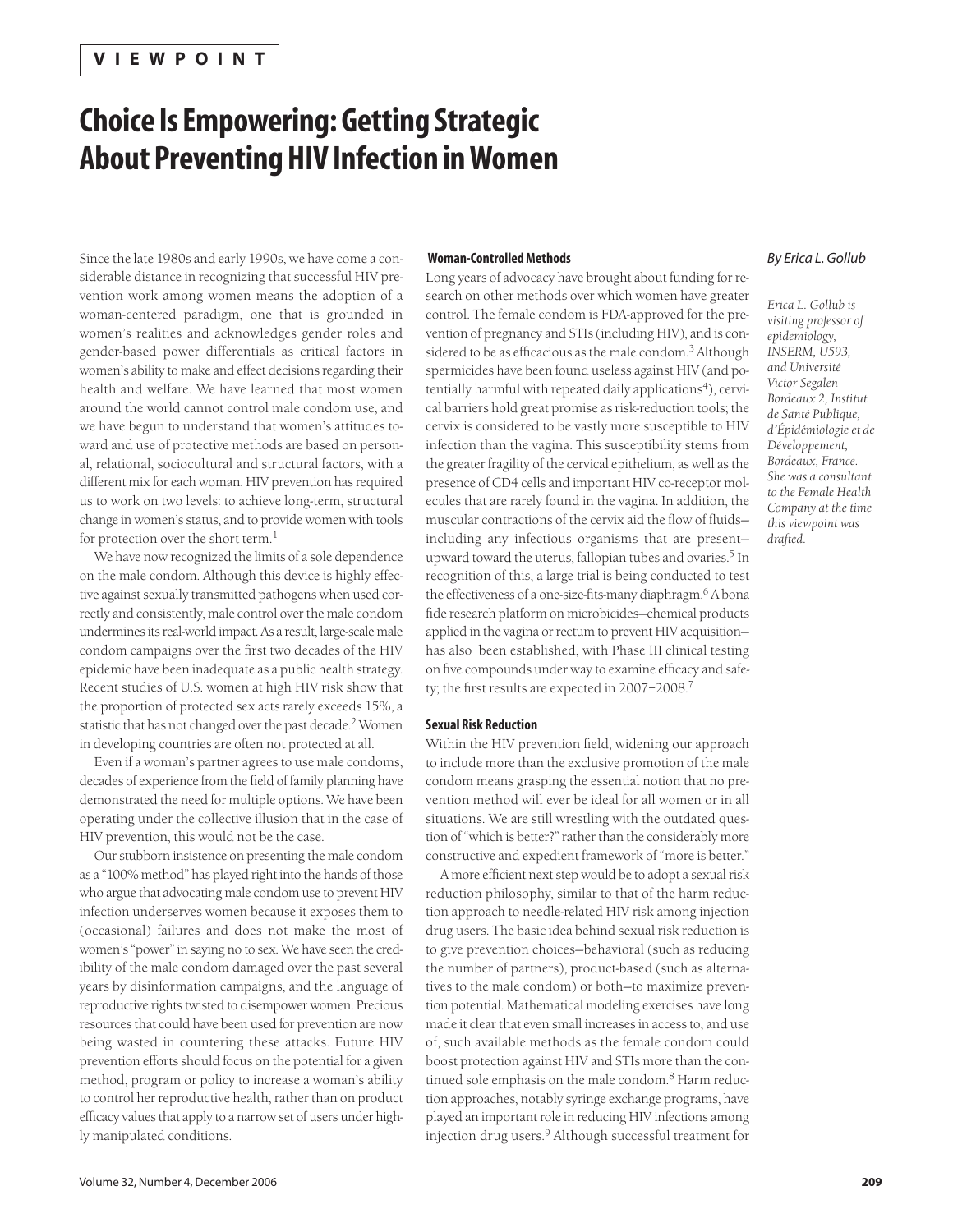VIEWPOINT

# Choice Is Empowering: Getting Strategic About Preventing HIV Infection in Women

*By Erica L. Gollub*

*Erica L. Gollub is visiting professor of epidemiology, INSERM, U593, and Université Victor Segalen Bordeaux 2, Institut de Santé Publique, d'Épidémiologie et de Développement, Bordeaux, France. She was a consultant to the Female Health Company at the time this viewpoint was drafted.*

Since the late 1980s and early 1990s, we have come a considerable distance in recognizing that successful HIV prevention work among women means the adoption of a woman-centered paradigm, one that is grounded in women's realities and acknowledges gender roles and gender-based power differentials as critical factors in women's ability to make and effect decisions regarding their health and welfare. We have learned that most women around the world cannot control male condom use, and we have begun to understand that women's attitudes toward and use of protective methods are based on personal, relational, sociocultural and structural factors, with a different mix for each woman. HIV prevention has required us to work on two levels: to achieve long-term, structural change in women's status, and to provide women with tools for protection over the short term.[1]

We have now recognized the limits of a sole dependence on the male condom. Although this device is highly effective against sexually transmitted pathogens when used correctly and consistently, male control over the male condom undermines its real-world impact. As a result, large-scale male condom campaigns over the first two decades of the HIV epidemic have been inadequate as a public health strategy. Recent studies of U.S. women at high HIV risk show that the proportion of protected sex acts rarely exceeds 15%, a statistic that has not changed over the past decade.[2] Women in developing countries are often not protected at all.

Even if a woman's partner agrees to use male condoms, decades of experience from the field of family planning have demonstrated the need for multiple options. We have been operating under the collective illusion that in the case of HIV prevention, this would not be the case.

Our stubborn insistence on presenting the male condom as a "100% method" has played right into the hands of those who argue that advocating male condom use to prevent HIV infection underserves women because it exposes them to (occasional) failures and does not make the most of women's "power" in saying no to sex. We have seen the credibility of the male condom damaged over the past several years by disinformation campaigns, and the language of reproductive rights twisted to disempower women. Precious resources that could have been used for prevention are now being wasted in countering these attacks. Future HIV prevention efforts should focus on the potential for a given method, program or policy to increase a woman's ability to control her reproductive health, rather than on product efficacy values that apply to a narrow set of users under highly manipulated conditions.

### Woman-Controlled Methods

Long years of advocacy have brought about funding for research on other methods over which women have greater control. The female condom is FDA-approved for the prevention of pregnancy and STIs (including HIV), and is considered to be as efficacious as the male condom.[3] Although spermicides have been found useless against HIV (and potentially harmful with repeated daily applications[4]), cervical barriers hold great promise as risk-reduction tools; the cervix is considered to be vastly more susceptible to HIV infection than the vagina. This susceptibility stems from the greater fragility of the cervical epithelium, as well as the presence of CD4 cells and important HIV co-receptor molecules that are rarely found in the vagina. In addition, the muscular contractions of the cervix aid the flow of fluids—including any infectious organisms that are present—upward toward the uterus, fallopian tubes and ovaries.[5] In recognition of this, a large trial is being conducted to test the effectiveness of a one-size-fits-many diaphragm.[6] A bona fide research platform on microbicides—chemical products applied in the vagina or rectum to prevent HIV acquisition—has also been established, with Phase III clinical testing on five compounds under way to examine efficacy and safety; the first results are expected in 2007–2008.[7]

### Sexual Risk Reduction

Within the HIV prevention field, widening our approach to include more than the exclusive promotion of the male condom means grasping the essential notion that no prevention method will ever be ideal for all women or in all situations. We are still wrestling with the outdated question of "which is better?" rather than the considerably more constructive and expedient framework of "more is better."

A more efficient next step would be to adopt a sexual risk reduction philosophy, similar to that of the harm reduction approach to needle-related HIV risk among injection drug users. The basic idea behind sexual risk reduction is to give prevention choices—behavioral (such as reducing the number of partners), product-based (such as alternatives to the male condom) or both—to maximize prevention potential. Mathematical modeling exercises have long made it clear that even small increases in access to, and use of, such available methods as the female condom could boost protection against HIV and STIs more than the continued sole emphasis on the male condom.[8] Harm reduction approaches, notably syringe exchange programs, have played an important role in reducing HIV infections among injection drug users.[9] Although successful treatment for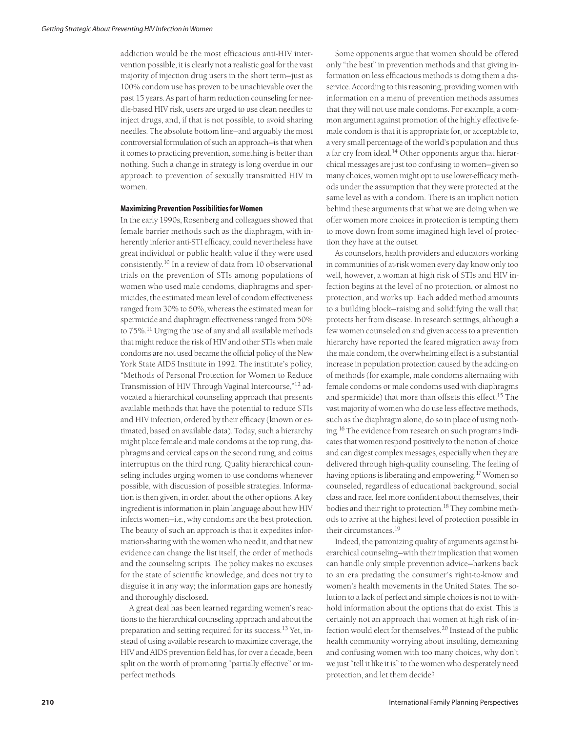addiction would be the most efficacious anti-HIV intervention possible, it is clearly not a realistic goal for the vast majority of injection drug users in the short term—just as 100% condom use has proven to be unachievable over the past 15 years. As part of harm reduction counseling for needle-based HIV risk, users are urged to use clean needles to inject drugs, and, if that is not possible, to avoid sharing needles. The absolute bottom line—and arguably the most controversial formulation of such an approach—is that when it comes to practicing prevention, something is better than nothing. Such a change in strategy is long overdue in our approach to prevention of sexually transmitted HIV in women.

**Maximizing Prevention Possibilities for Women**

In the early 1990s, Rosenberg and colleagues showed that female barrier methods such as the diaphragm, with inherently inferior anti-STI efficacy, could nevertheless have great individual or public health value if they were used consistently.[10] In a review of data from 10 observational trials on the prevention of STIs among populations of women who used male condoms, diaphragms and spermicides, the estimated mean level of condom effectiveness ranged from 30% to 60%, whereas the estimated mean for spermicide and diaphragm effectiveness ranged from 50% to 75%.[11] Urging the use of any and all available methods that might reduce the risk of HIV and other STIs when male condoms are not used became the official policy of the New York State AIDS Institute in 1992. The institute's policy, "Methods of Personal Protection for Women to Reduce Transmission of HIV Through Vaginal Intercourse,"[12] advocated a hierarchical counseling approach that presents available methods that have the potential to reduce STIs and HIV infection, ordered by their efficacy (known or estimated, based on available data). Today, such a hierarchy might place female and male condoms at the top rung, diaphragms and cervical caps on the second rung, and coitus interruptus on the third rung. Quality hierarchical counseling includes urging women to use condoms whenever possible, with discussion of possible strategies. Information is then given, in order, about the other options. A key ingredient is information in plain language about how HIV infects women—i.e., why condoms are the best protection. The beauty of such an approach is that it expedites information-sharing with the women who need it, and that new evidence can change the list itself, the order of methods and the counseling scripts. The policy makes no excuses for the state of scientific knowledge, and does not try to disguise it in any way; the information gaps are honestly and thoroughly disclosed.

A great deal has been learned regarding women's reactions to the hierarchical counseling approach and about the preparation and setting required for its success.[13] Yet, instead of using available research to maximize coverage, the HIV and AIDS prevention field has, for over a decade, been split on the worth of promoting "partially effective" or imperfect methods.

Some opponents argue that women should be offered only "the best" in prevention methods and that giving information on less efficacious methods is doing them a disservice. According to this reasoning, providing women with information on a menu of prevention methods assumes that they will not use male condoms. For example, a common argument against promotion of the highly effective female condom is that it is appropriate for, or acceptable to, a very small percentage of the world's population and thus a far cry from ideal.[14] Other opponents argue that hierarchical messages are just too confusing to women—given so many choices, women might opt to use lower-efficacy methods under the assumption that they were protected at the same level as with a condom. There is an implicit notion behind these arguments that what we are doing when we offer women more choices in protection is tempting them to move down from some imagined high level of protection they have at the outset.

As counselors, health providers and educators working in communities of at-risk women every day know only too well, however, a woman at high risk of STIs and HIV infection begins at the level of no protection, or almost no protection, and works up. Each added method amounts to a building block—raising and solidifying the wall that protects her from disease. In research settings, although a few women counseled on and given access to a prevention hierarchy have reported the feared migration away from the male condom, the overwhelming effect is a substantial increase in population protection caused by the adding-on of methods (for example, male condoms alternating with female condoms or male condoms used with diaphragms and spermicide) that more than offsets this effect.[15] The vast majority of women who do use less effective methods, such as the diaphragm alone, do so in place of using nothing.[16] The evidence from research on such programs indicates that women respond positively to the notion of choice and can digest complex messages, especially when they are delivered through high-quality counseling. The feeling of having options is liberating and empowering.[17] Women so counseled, regardless of educational background, social class and race, feel more confident about themselves, their bodies and their right to protection.[18] They combine methods to arrive at the highest level of protection possible in their circumstances.[19]

Indeed, the patronizing quality of arguments against hierarchical counseling—with their implication that women can handle only simple prevention advice—harkens back to an era predating the consumer's right-to-know and women's health movements in the United States. The solution to a lack of perfect and simple choices is not to withhold information about the options that do exist. This is certainly not an approach that women at high risk of infection would elect for themselves.[20] Instead of the public health community worrying about insulting, demeaning and confusing women with too many choices, why don't we just "tell it like it is" to the women who desperately need protection, and let them decide?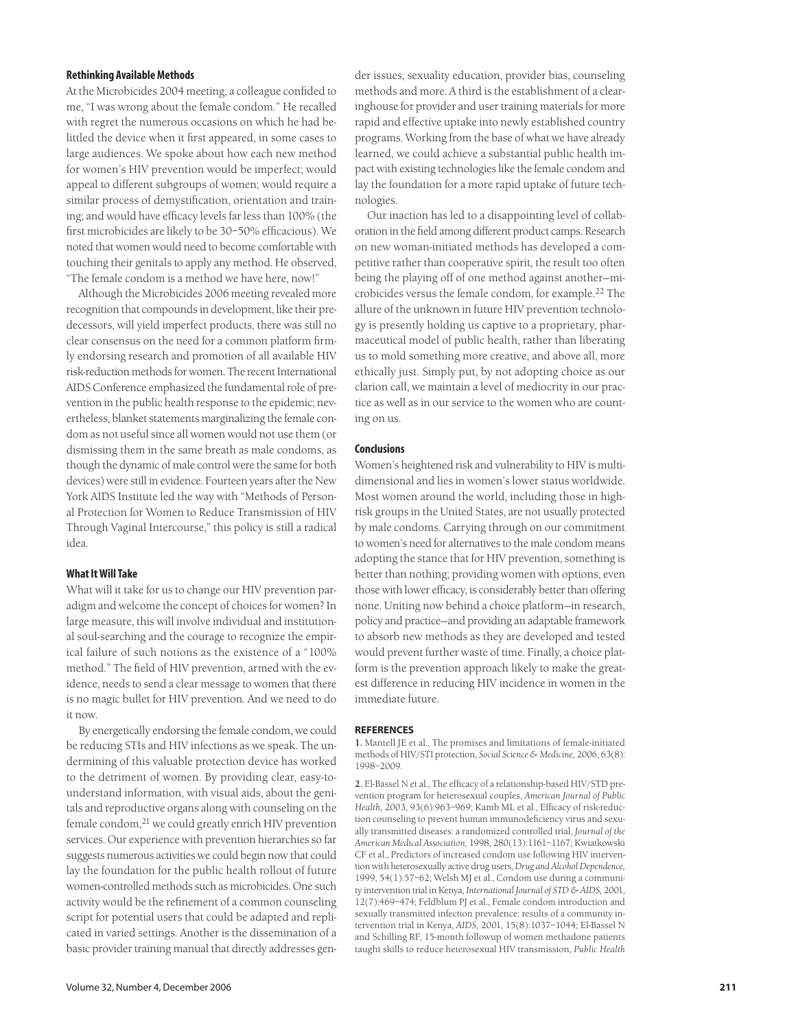### Rethinking Available Methods

At the Microbicides 2004 meeting, a colleague confided to me, "I was wrong about the female condom." He recalled with regret the numerous occasions on which he had belittled the device when it first appeared, in some cases to large audiences. We spoke about how each new method for women's HIV prevention would be imperfect; would appeal to different subgroups of women; would require a similar process of demystification, orientation and training; and would have efficacy levels far less than 100% (the first microbicides are likely to be 30–50% efficacious). We noted that women would need to become comfortable with touching their genitals to apply any method. He observed, "The female condom is a method we have here, now!"

Although the Microbicides 2006 meeting revealed more recognition that compounds in development, like their predecessors, will yield imperfect products, there was still no clear consensus on the need for a common platform firmly endorsing research and promotion of all available HIV risk-reduction methods for women. The recent International AIDS Conference emphasized the fundamental role of prevention in the public health response to the epidemic; nevertheless, blanket statements marginalizing the female condom as not useful since all women would not use them (or dismissing them in the same breath as male condoms, as though the dynamic of male control were the same for both devices) were still in evidence. Fourteen years after the New York AIDS Institute led the way with "Methods of Personal Protection for Women to Reduce Transmission of HIV Through Vaginal Intercourse," this policy is still a radical idea.

### What It Will Take

What will it take for us to change our HIV prevention paradigm and welcome the concept of choices for women? In large measure, this will involve individual and institutional soul-searching and the courage to recognize the empirical failure of such notions as the existence of a "100% method." The field of HIV prevention, armed with the evidence, needs to send a clear message to women that there is no magic bullet for HIV prevention. And we need to do it now.

By energetically endorsing the female condom, we could be reducing STIs and HIV infections as we speak. The undermining of this valuable protection device has worked to the detriment of women. By providing clear, easy-to-understand information, with visual aids, about the genitals and reproductive organs along with counseling on the female condom,[21] we could greatly enrich HIV prevention services. Our experience with prevention hierarchies so far suggests numerous activities we could begin now that could lay the foundation for the public health rollout of future women-controlled methods such as microbicides. One such activity would be the refinement of a common counseling script for potential users that could be adapted and replicated in varied settings. Another is the dissemination of a basic provider training manual that directly addresses gender issues, sexuality education, provider bias, counseling methods and more. A third is the establishment of a clearinghouse for provider and user training materials for more rapid and effective uptake into newly established country programs. Working from the base of what we have already learned, we could achieve a substantial public health impact with existing technologies like the female condom and lay the foundation for a more rapid uptake of future technologies.

Our inaction has led to a disappointing level of collaboration in the field among different product camps. Research on new woman-initiated methods has developed a competitive rather than cooperative spirit, the result too often being the playing off of one method against another—microbicides versus the female condom, for example.[22] The allure of the unknown in future HIV prevention technology is presently holding us captive to a proprietary, pharmaceutical model of public health, rather than liberating us to mold something more creative, and above all, more ethically just. Simply put, by not adopting choice as our clarion call, we maintain a level of mediocrity in our practice as well as in our service to the women who are counting on us.

### Conclusions

Women's heightened risk and vulnerability to HIV is multidimensional and lies in women's lower status worldwide. Most women around the world, including those in high-risk groups in the United States, are not usually protected by male condoms. Carrying through on our commitment to women's need for alternatives to the male condom means adopting the stance that for HIV prevention, something is better than nothing; providing women with options, even those with lower efficacy, is considerably better than offering none. Uniting now behind a choice platform—in research, policy and practice—and providing an adaptable framework to absorb new methods as they are developed and tested would prevent further waste of time. Finally, a choice platform is the prevention approach likely to make the greatest difference in reducing HIV incidence in women in the immediate future.

### REFERENCES

**1.** Mantell JE et al., The promises and limitations of female-initiated methods of HIV/STI protection, *Social Science & Medicine,* 2006, 63(8): 1998–2009.

**2.** El-Bassel N et al., The efficacy of a relationship-based HIV/STD prevention program for heterosexual couples, *American Journal of Public Health,* 2003, 93(6):963–969; Kamb ML et al., Efficacy of risk-reduction counseling to prevent human immunodeficiency virus and sexually transmitted diseases: a randomized controlled trial, *Journal of the American Medical Association,* 1998, 280(13):1161–1167; Kwiatkowski CF et al., Predictors of increased condom use following HIV intervention with heterosexually active drug users, *Drug and Alcohol Dependence,* 1999, 54(1):57–62; Welsh MJ et al., Condom use during a community intervention trial in Kenya, *International Journal of STD & AIDS,* 2001, 12(7):469–474; Feldblum PJ et al., Female condom introduction and sexually transmitted infection prevalence: results of a community intervention trial in Kenya, *AIDS,* 2001, 15(8):1037–1044; El-Bassel N and Schilling RF, 15-month followup of women methadone patients taught skills to reduce heterosexual HIV transmission, *Public Health*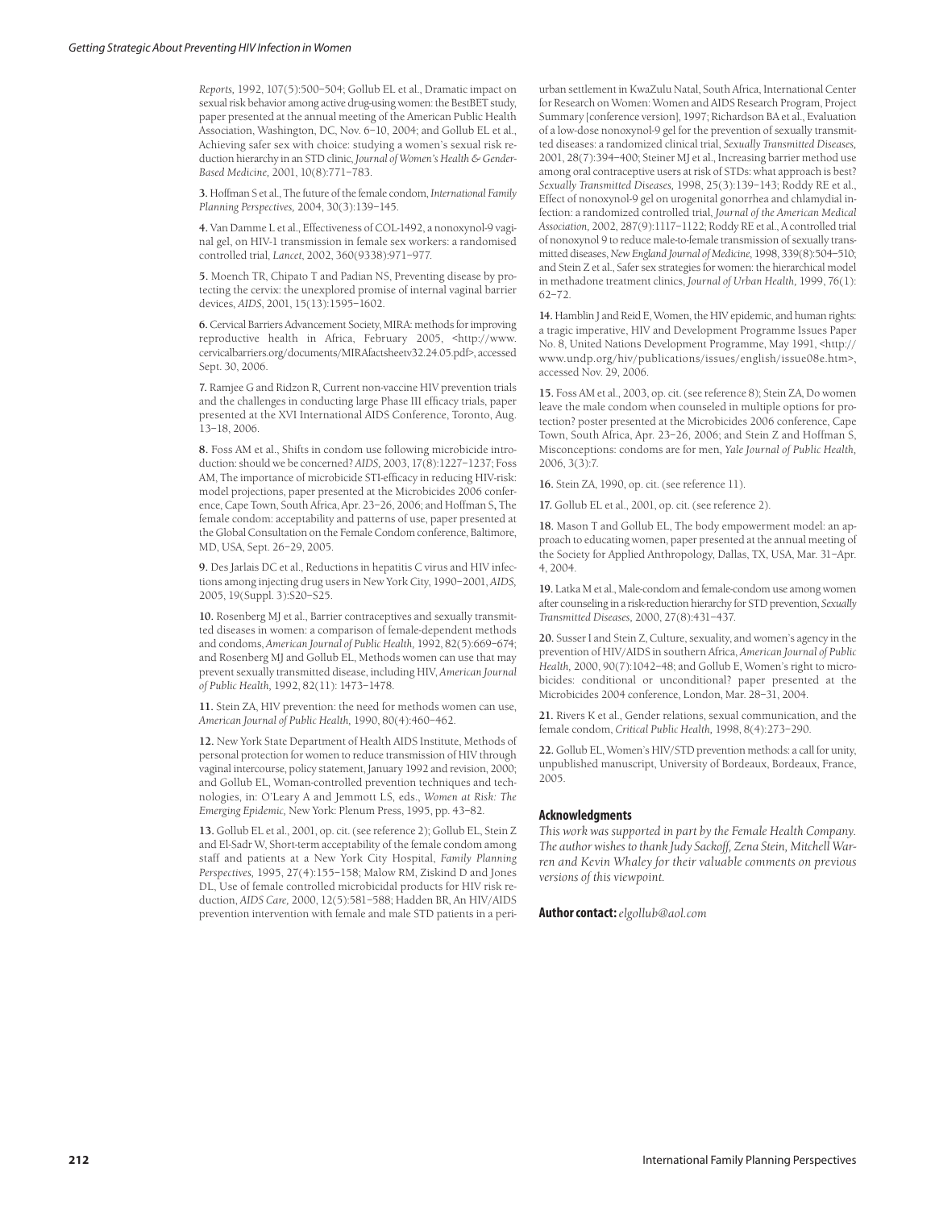*Reports,* 1992, 107(5):500–504; Gollub EL et al., Dramatic impact on sexual risk behavior among active drug-using women: the BestBET study, paper presented at the annual meeting of the American Public Health Association, Washington, DC, Nov. 6–10, 2004; and Gollub EL et al., Achieving safer sex with choice: studying a women's sexual risk reduction hierarchy in an STD clinic, *Journal of Women's Health & Gender-Based Medicine,* 2001, 10(8):771–783.

**3.** Hoffman S et al., The future of the female condom, *International Family Planning Perspectives,* 2004, 30(3):139–145.

**4.** Van Damme L et al., Effectiveness of COL-1492, a nonoxynol-9 vaginal gel, on HIV-1 transmission in female sex workers: a randomised controlled trial, *Lancet,* 2002, 360(9338):971–977.

**5.** Moench TR, Chipato T and Padian NS, Preventing disease by protecting the cervix: the unexplored promise of internal vaginal barrier devices, *AIDS,* 2001, 15(13):1595–1602.

**6.** Cervical Barriers Advancement Society, MIRA: methods for improving reproductive health in Africa, February 2005, <http://www.cervicalbarriers.org/documents/MIRAfactsheetv32.24.05.pdf>, accessed Sept. 30, 2006.

**7.** Ramjee G and Ridzon R, Current non-vaccine HIV prevention trials and the challenges in conducting large Phase III efficacy trials, paper presented at the XVI International AIDS Conference, Toronto, Aug. 13–18, 2006.

**8.** Foss AM et al., Shifts in condom use following microbicide introduction: should we be concerned? *AIDS,* 2003, 17(8):1227–1237; Foss AM, The importance of microbicide STI-efficacy in reducing HIV-risk: model projections, paper presented at the Microbicides 2006 conference, Cape Town, South Africa, Apr. 23–26, 2006; and Hoffman S, The female condom: acceptability and patterns of use, paper presented at the Global Consultation on the Female Condom conference, Baltimore, MD, USA, Sept. 26–29, 2005.

**9.** Des Jarlais DC et al., Reductions in hepatitis C virus and HIV infections among injecting drug users in New York City, 1990–2001, *AIDS,* 2005, 19(Suppl. 3):S20–S25.

**10.** Rosenberg MJ et al.: Barrier contraceptives and sexually transmitted diseases in women: a comparison of female-dependent methods and condoms, *American Journal of Public Health,* 1992, 82(5):669–674; and Rosenberg MJ and Gollub EL, Methods women can use that may prevent sexually transmitted disease, including HIV, *American Journal of Public Health,* 1992, 82(11): 1473–1478.

**11.** Stein ZA, HIV prevention: the need for methods women can use, *American Journal of Public Health,* 1990, 80(4):460–462.

**12.** New York State Department of Health AIDS Institute, Methods of personal protection for women to reduce transmission of HIV through vaginal intercourse, policy statement, January 1992 and revision, 2000; and Gollub EL, Woman-controlled prevention techniques and technologies, in: O'Leary A and Jemmott LS, eds., *Women at Risk: The Emerging Epidemic,* New York: Plenum Press, 1995, pp. 43–82.

**13.** Gollub EL et al., 2001, op. cit. (see reference 2); Gollub EL, Stein Z and El-Sadr W, Short-term acceptability of the female condom among staff and patients at a New York City Hospital, *Family Planning Perspectives,* 1995, 27(4):155–158; Malow RM, Ziskind D and Jones DL, Use of female controlled microbicidal products for HIV risk reduction, *AIDS Care,* 2000, 12(5):581–588; Hadden BR, An HIV/AIDS prevention intervention with female and male STD patients in a peri-urban settlement in KwaZulu Natal, South Africa, International Center for Research on Women: Women and AIDS Research Program, Project Summary [conference version], 1997; Richardson BA et al., Evaluation of a low-dose nonoxynol-9 gel for the prevention of sexually transmitted diseases: a randomized clinical trial, *Sexually Transmitted Diseases,* 2001, 28(7):394–400; Steiner MJ et al., Increasing barrier method use among oral contraceptive users at risk of STDs: what approach is best? *Sexually Transmitted Diseases,* 1998, 25(3):139–143; Roddy RE et al., Effect of nonoxynol-9 gel on urogenital gonorrhea and chlamydial infection: a randomized controlled trial, *Journal of the American Medical Association,* 2002, 287(9):1117–1122; Roddy RE et al., A controlled trial of nonoxynol 9 to reduce male-to-female transmission of sexually transmitted diseases, *New England Journal of Medicine,* 1998, 339(8):504–510; and Stein Z et al., Safer sex strategies for women: the hierarchical model in methadone treatment clinics, *Journal of Urban Health,* 1999, 76(1): 62–72.

**14.** Hamblin J and Reid E, Women, the HIV epidemic, and human rights: a tragic imperative, HIV and Development Programme Issues Paper No. 8, United Nations Development Programme, May 1991, <http://www.undp.org/hiv/publications/issues/english/issue08e.htm>, accessed Nov. 29, 2006.

**15.** Foss AM et al., 2003, op. cit. (see reference 8); Stein ZA, Do women leave the male condom when counseled in multiple options for protection? poster presented at the Microbicides 2006 conference, Cape Town, South Africa, Apr. 23–26, 2006; and Stein Z and Hoffman S, Misconceptions: condoms are for men, *Yale Journal of Public Health,* 2006, 3(3):7.

**16.** Stein ZA, 1990, op. cit. (see reference 11).

**17.** Gollub EL et al., 2001, op. cit. (see reference 2).

**18.** Mason T and Gollub EL, The body empowerment model: an approach to educating women, paper presented at the annual meeting of the Society for Applied Anthropology, Dallas, TX, USA, Mar. 31–Apr. 4, 2004.

**19.** Latka M et al., Male-condom and female-condom use among women after counseling in a risk-reduction hierarchy for STD prevention, *Sexually Transmitted Diseases,* 2000, 27(8):431–437.

**20.** Susser I and Stein Z, Culture, sexuality, and women's agency in the prevention of HIV/AIDS in southern Africa, *American Journal of Public Health,* 2000, 90(7):1042–48; and Gollub E, Women's right to microbicides: conditional or unconditional? paper presented at the Microbicides 2004 conference, London, Mar. 28–31, 2004.

**21.** Rivers K et al., Gender relations, sexual communication, and the female condom, *Critical Public Health,* 1998, 8(4):273–290.

**22.** Gollub EL, Women's HIV/STD prevention methods: a call for unity, unpublished manuscript, University of Bordeaux, Bordeaux, France, 2005.

## Acknowledgments

*This work was supported in part by the Female Health Company. The author wishes to thank Judy Sackoff, Zena Stein, Mitchell Warren and Kevin Whaley for their valuable comments on previous versions of this viewpoint.*

**Author contact:** *elgollub@aol.com*